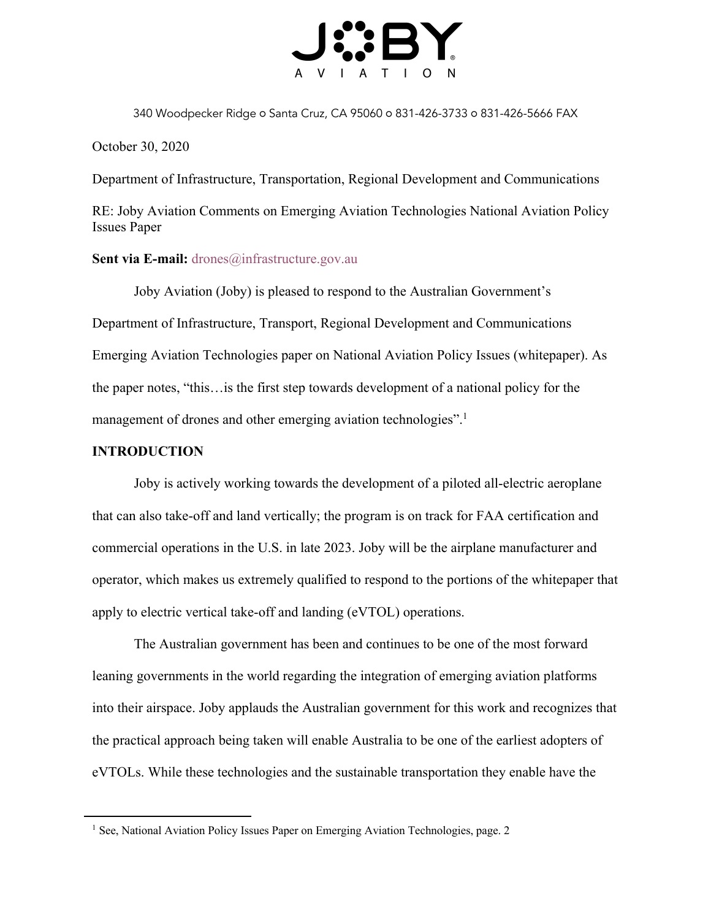340 Woodpecker Ridge o Santa Cruz, CA 95060 o 831-426-3733 o 831-426-5666 FAX

October 30, 2020

Department of Infrastructure, Transportation, Regional Development and Communications

RE: Joby Aviation Comments on Emerging Aviation Technologies National Aviation Policy Issues Paper

**Sent via E-mail:** drones@infrastructure.gov.au

Joby Aviation (Joby) is pleased to respond to the Australian Government's Department of Infrastructure, Transport, Regional Development and Communications Emerging Aviation Technologies paper on National Aviation Policy Issues (whitepaper). As the paper notes, "this…is the first step towards development of a national policy for the management of drones and other emerging aviation technologies".[1]

**INTRODUCTION**

Joby is actively working towards the development of a piloted all-electric aeroplane that can also take-off and land vertically; the program is on track for FAA certification and commercial operations in the U.S. in late 2023. Joby will be the airplane manufacturer and operator, which makes us extremely qualified to respond to the portions of the whitepaper that apply to electric vertical take-off and landing (eVTOL) operations.

The Australian government has been and continues to be one of the most forward leaning governments in the world regarding the integration of emerging aviation platforms into their airspace. Joby applauds the Australian government for this work and recognizes that the practical approach being taken will enable Australia to be one of the earliest adopters of eVTOLs. While these technologies and the sustainable transportation they enable have the

[1] See, National Aviation Policy Issues Paper on Emerging Aviation Technologies, page. 2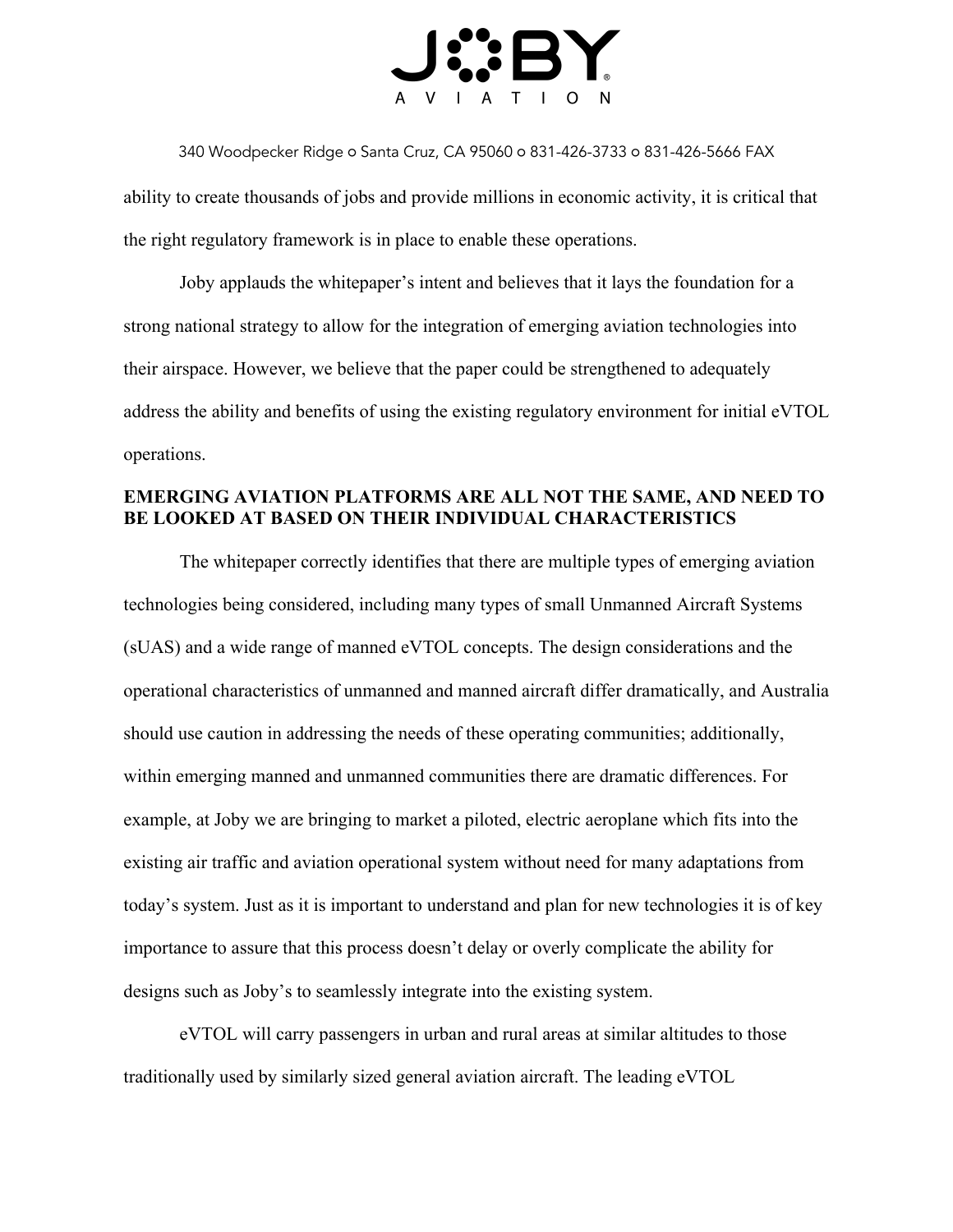ability to create thousands of jobs and provide millions in economic activity, it is critical that the right regulatory framework is in place to enable these operations.

Joby applauds the whitepaper's intent and believes that it lays the foundation for a strong national strategy to allow for the integration of emerging aviation technologies into their airspace. However, we believe that the paper could be strengthened to adequately address the ability and benefits of using the existing regulatory environment for initial eVTOL operations.

## EMERGING AVIATION PLATFORMS ARE ALL NOT THE SAME, AND NEED TO BE LOOKED AT BASED ON THEIR INDIVIDUAL CHARACTERISTICS

The whitepaper correctly identifies that there are multiple types of emerging aviation technologies being considered, including many types of small Unmanned Aircraft Systems (sUAS) and a wide range of manned eVTOL concepts. The design considerations and the operational characteristics of unmanned and manned aircraft differ dramatically, and Australia should use caution in addressing the needs of these operating communities; additionally, within emerging manned and unmanned communities there are dramatic differences. For example, at Joby we are bringing to market a piloted, electric aeroplane which fits into the existing air traffic and aviation operational system without need for many adaptations from today's system. Just as it is important to understand and plan for new technologies it is of key importance to assure that this process doesn't delay or overly complicate the ability for designs such as Joby's to seamlessly integrate into the existing system.

eVTOL will carry passengers in urban and rural areas at similar altitudes to those traditionally used by similarly sized general aviation aircraft. The leading eVTOL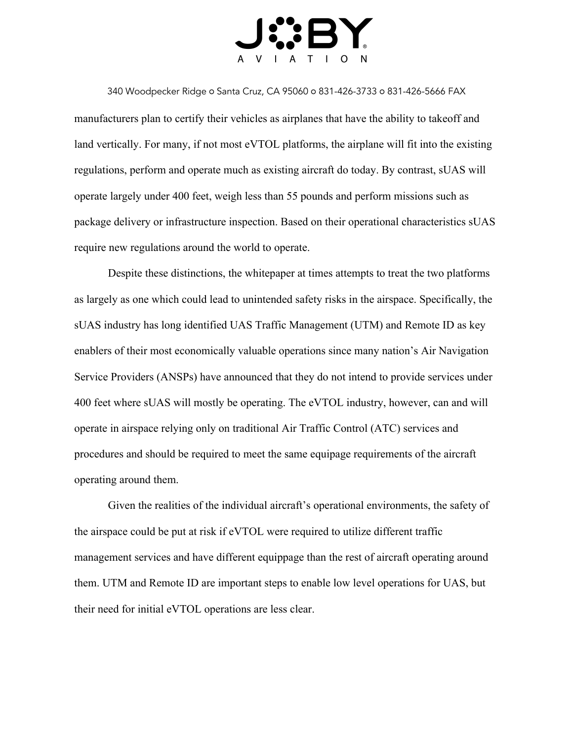manufacturers plan to certify their vehicles as airplanes that have the ability to takeoff and land vertically. For many, if not most eVTOL platforms, the airplane will fit into the existing regulations, perform and operate much as existing aircraft do today. By contrast, sUAS will operate largely under 400 feet, weigh less than 55 pounds and perform missions such as package delivery or infrastructure inspection. Based on their operational characteristics sUAS require new regulations around the world to operate.

Despite these distinctions, the whitepaper at times attempts to treat the two platforms as largely as one which could lead to unintended safety risks in the airspace. Specifically, the sUAS industry has long identified UAS Traffic Management (UTM) and Remote ID as key enablers of their most economically valuable operations since many nation's Air Navigation Service Providers (ANSPs) have announced that they do not intend to provide services under 400 feet where sUAS will mostly be operating. The eVTOL industry, however, can and will operate in airspace relying only on traditional Air Traffic Control (ATC) services and procedures and should be required to meet the same equipage requirements of the aircraft operating around them.

Given the realities of the individual aircraft's operational environments, the safety of the airspace could be put at risk if eVTOL were required to utilize different traffic management services and have different equippage than the rest of aircraft operating around them. UTM and Remote ID are important steps to enable low level operations for UAS, but their need for initial eVTOL operations are less clear.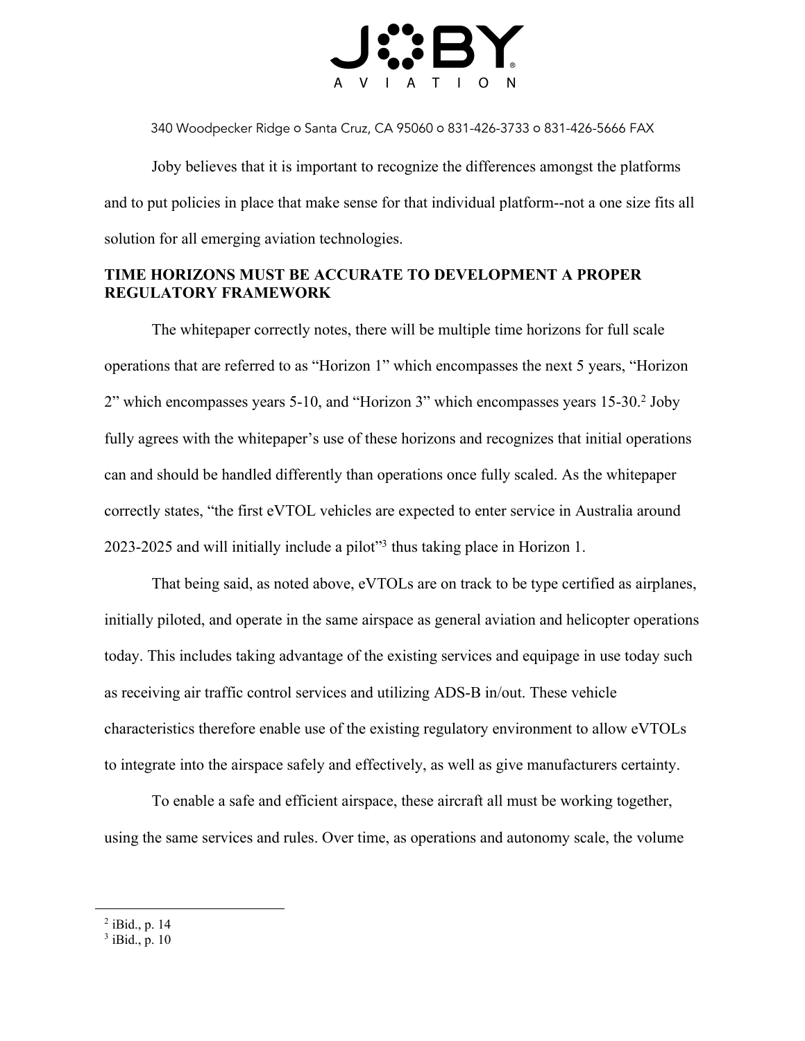Joby believes that it is important to recognize the differences amongst the platforms and to put policies in place that make sense for that individual platform--not a one size fits all solution for all emerging aviation technologies.

**TIME HORIZONS MUST BE ACCURATE TO DEVELOPMENT A PROPER REGULATORY FRAMEWORK**

The whitepaper correctly notes, there will be multiple time horizons for full scale operations that are referred to as "Horizon 1" which encompasses the next 5 years, "Horizon 2" which encompasses years 5-10, and "Horizon 3" which encompasses years 15-30.[2] Joby fully agrees with the whitepaper's use of these horizons and recognizes that initial operations can and should be handled differently than operations once fully scaled. As the whitepaper correctly states, "the first eVTOL vehicles are expected to enter service in Australia around 2023-2025 and will initially include a pilot"[3] thus taking place in Horizon 1.

That being said, as noted above, eVTOLs are on track to be type certified as airplanes, initially piloted, and operate in the same airspace as general aviation and helicopter operations today. This includes taking advantage of the existing services and equipage in use today such as receiving air traffic control services and utilizing ADS-B in/out. These vehicle characteristics therefore enable use of the existing regulatory environment to allow eVTOLs to integrate into the airspace safely and effectively, as well as give manufacturers certainty.

To enable a safe and efficient airspace, these aircraft all must be working together, using the same services and rules. Over time, as operations and autonomy scale, the volume

[2] iBid., p. 14

[3] iBid., p. 10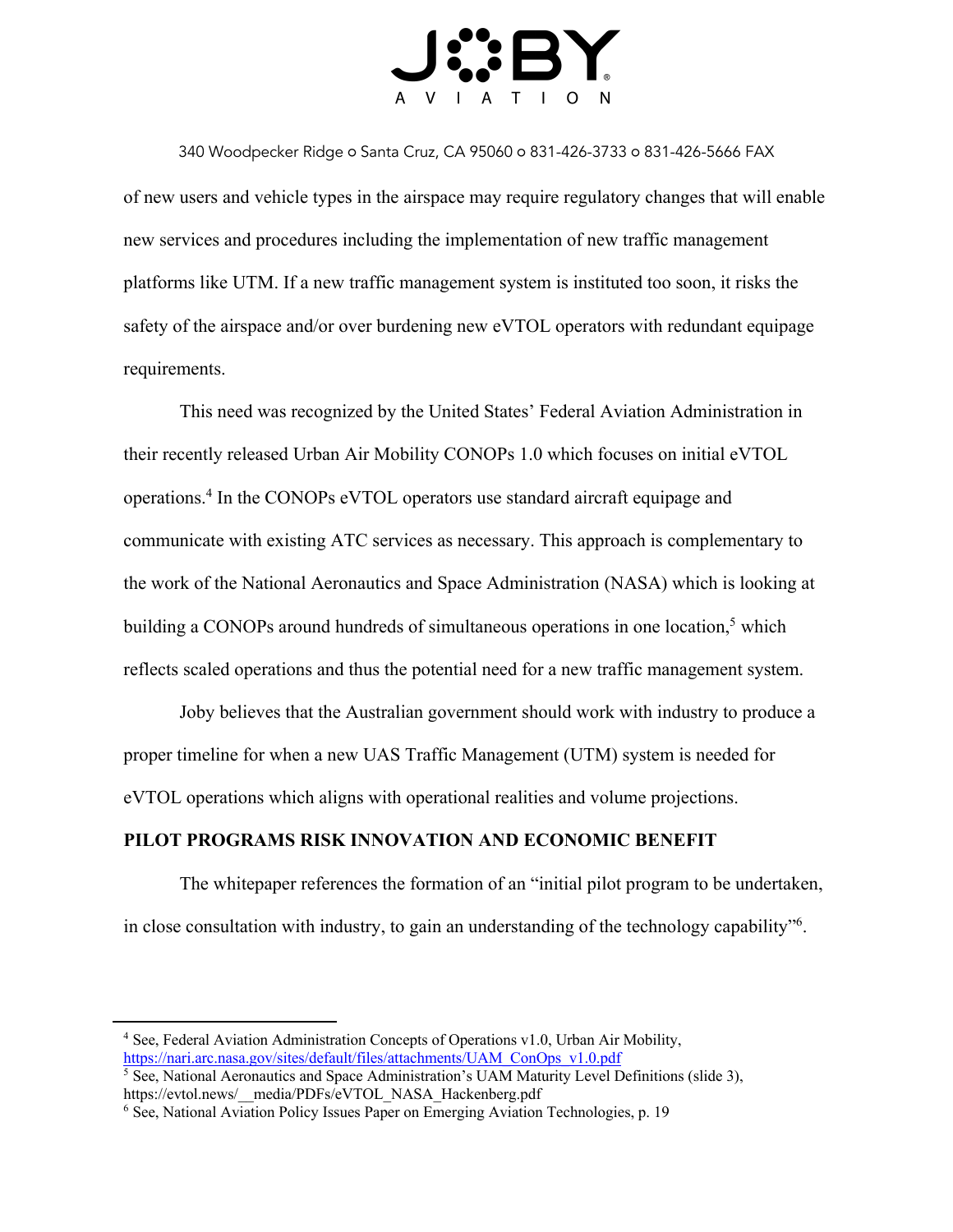of new users and vehicle types in the airspace may require regulatory changes that will enable new services and procedures including the implementation of new traffic management platforms like UTM. If a new traffic management system is instituted too soon, it risks the safety of the airspace and/or over burdening new eVTOL operators with redundant equipage requirements.

This need was recognized by the United States' Federal Aviation Administration in their recently released Urban Air Mobility CONOPs 1.0 which focuses on initial eVTOL operations.[4] In the CONOPs eVTOL operators use standard aircraft equipage and communicate with existing ATC services as necessary. This approach is complementary to the work of the National Aeronautics and Space Administration (NASA) which is looking at building a CONOPs around hundreds of simultaneous operations in one location,[5] which reflects scaled operations and thus the potential need for a new traffic management system.

Joby believes that the Australian government should work with industry to produce a proper timeline for when a new UAS Traffic Management (UTM) system is needed for eVTOL operations which aligns with operational realities and volume projections.

**PILOT PROGRAMS RISK INNOVATION AND ECONOMIC BENEFIT**

The whitepaper references the formation of an "initial pilot program to be undertaken, in close consultation with industry, to gain an understanding of the technology capability"[6].

---

[4] See, Federal Aviation Administration Concepts of Operations v1.0, Urban Air Mobility, https://nari.arc.nasa.gov/sites/default/files/attachments/UAM_ConOps_v1.0.pdf

[5] See, National Aeronautics and Space Administration's UAM Maturity Level Definitions (slide 3), https://evtol.news/__media/PDFs/eVTOL_NASA_Hackenberg.pdf

[6] See, National Aviation Policy Issues Paper on Emerging Aviation Technologies, p. 19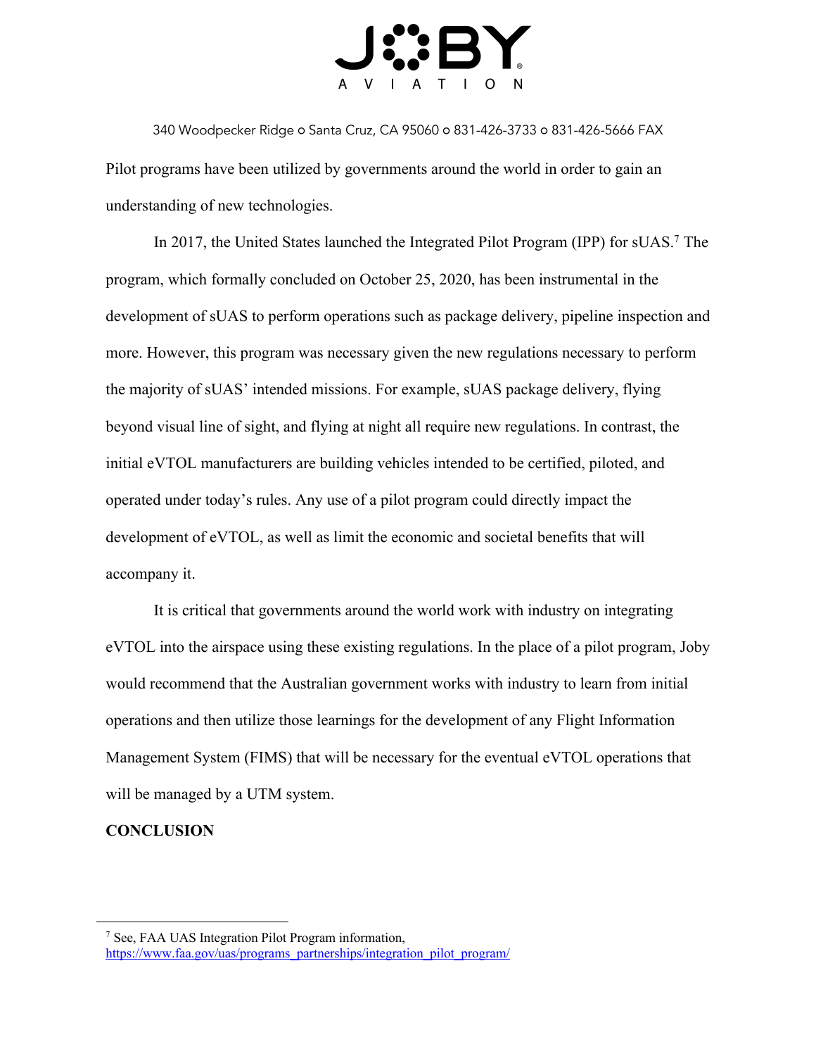Pilot programs have been utilized by governments around the world in order to gain an understanding of new technologies.

In 2017, the United States launched the Integrated Pilot Program (IPP) for sUAS.[7] The program, which formally concluded on October 25, 2020, has been instrumental in the development of sUAS to perform operations such as package delivery, pipeline inspection and more. However, this program was necessary given the new regulations necessary to perform the majority of sUAS' intended missions. For example, sUAS package delivery, flying beyond visual line of sight, and flying at night all require new regulations. In contrast, the initial eVTOL manufacturers are building vehicles intended to be certified, piloted, and operated under today's rules. Any use of a pilot program could directly impact the development of eVTOL, as well as limit the economic and societal benefits that will accompany it.

It is critical that governments around the world work with industry on integrating eVTOL into the airspace using these existing regulations. In the place of a pilot program, Joby would recommend that the Australian government works with industry to learn from initial operations and then utilize those learnings for the development of any Flight Information Management System (FIMS) that will be necessary for the eventual eVTOL operations that will be managed by a UTM system.

**CONCLUSION**

---

[7] See, FAA UAS Integration Pilot Program information, https://www.faa.gov/uas/programs_partnerships/integration_pilot_program/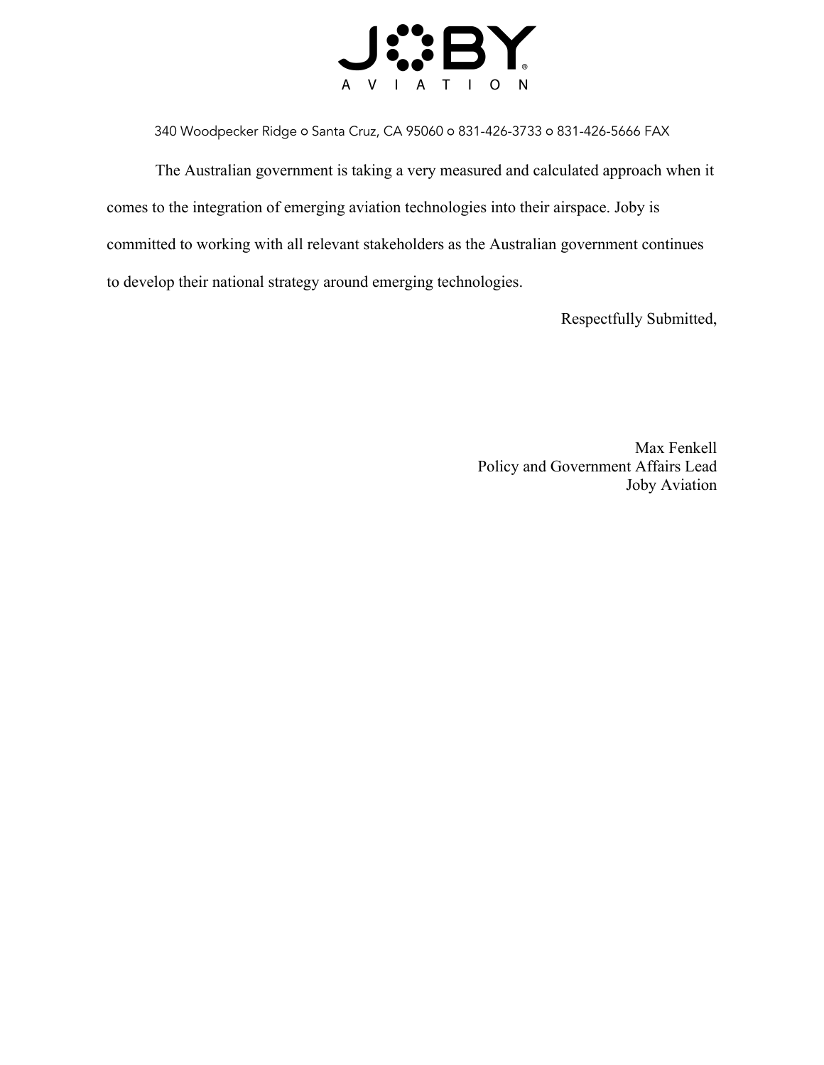340 Woodpecker Ridge o Santa Cruz, CA 95060 o 831-426-3733 o 831-426-5666 FAX

The Australian government is taking a very measured and calculated approach when it comes to the integration of emerging aviation technologies into their airspace. Joby is committed to working with all relevant stakeholders as the Australian government continues to develop their national strategy around emerging technologies.

Respectfully Submitted,

Max Fenkell
Policy and Government Affairs Lead
Joby Aviation